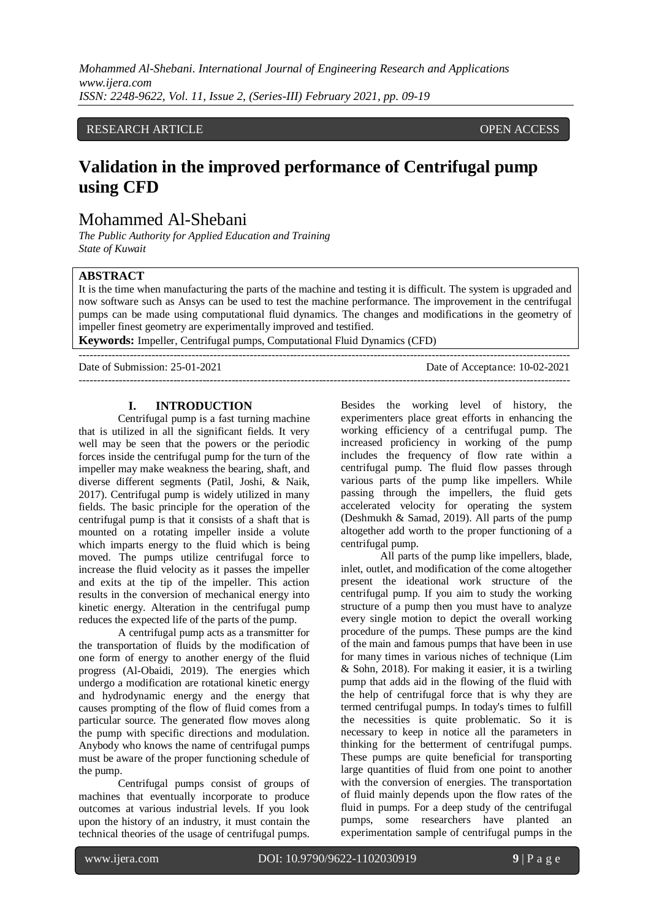RESEARCH ARTICLE OPEN ACCESS

# Validation in the improved performance of Centrifugal pump using CFD

## Mohammed Al-Shebani

*The Public Authority for Applied Education and Training*
*State of Kuwait*

**ABSTRACT**

It is the time when manufacturing the parts of the machine and testing it is difficult. The system is upgraded and now software such as Ansys can be used to test the machine performance. The improvement in the centrifugal pumps can be made using computational fluid dynamics. The changes and modifications in the geometry of impeller finest geometry are experimentally improved and testified.

**Keywords:** Impeller, Centrifugal pumps, Computational Fluid Dynamics (CFD)

Date of Submission: 25-01-2021 Date of Acceptance: 10-02-2021

## I. INTRODUCTION

Centrifugal pump is a fast turning machine that is utilized in all the significant fields. It very well may be seen that the powers or the periodic forces inside the centrifugal pump for the turn of the impeller may make weakness the bearing, shaft, and diverse different segments (Patil, Joshi, & Naik, 2017). Centrifugal pump is widely utilized in many fields. The basic principle for the operation of the centrifugal pump is that it consists of a shaft that is mounted on a rotating impeller inside a volute which imparts energy to the fluid which is being moved. The pumps utilize centrifugal force to increase the fluid velocity as it passes the impeller and exits at the tip of the impeller. This action results in the conversion of mechanical energy into kinetic energy. Alteration in the centrifugal pump reduces the expected life of the parts of the pump.

A centrifugal pump acts as a transmitter for the transportation of fluids by the modification of one form of energy to another energy of the fluid progress (Al-Obaidi, 2019). The energies which undergo a modification are rotational kinetic energy and hydrodynamic energy and the energy that causes prompting of the flow of fluid comes from a particular source. The generated flow moves along the pump with specific directions and modulation. Anybody who knows the name of centrifugal pumps must be aware of the proper functioning schedule of the pump.

Centrifugal pumps consist of groups of machines that eventually incorporate to produce outcomes at various industrial levels. If you look upon the history of an industry, it must contain the technical theories of the usage of centrifugal pumps. Besides the working level of history, the experimenters place great efforts in enhancing the working efficiency of a centrifugal pump. The increased proficiency in working of the pump includes the frequency of flow rate within a centrifugal pump. The fluid flow passes through various parts of the pump like impellers. While passing through the impellers, the fluid gets accelerated velocity for operating the system (Deshmukh & Samad, 2019). All parts of the pump altogether add worth to the proper functioning of a centrifugal pump.

All parts of the pump like impellers, blade, inlet, outlet, and modification of the come altogether present the ideational work structure of the centrifugal pump. If you aim to study the working structure of a pump then you must have to analyze every single motion to depict the overall working procedure of the pumps. These pumps are the kind of the main and famous pumps that have been in use for many times in various niches of technique (Lim & Sohn, 2018). For making it easier, it is a twirling pump that adds aid in the flowing of the fluid with the help of centrifugal force that is why they are termed centrifugal pumps. In today's times to fulfill the necessities is quite problematic. So it is necessary to keep in notice all the parameters in thinking for the betterment of centrifugal pumps. These pumps are quite beneficial for transporting large quantities of fluid from one point to another with the conversion of energies. The transportation of fluid mainly depends upon the flow rates of the fluid in pumps. For a deep study of the centrifugal pumps, some researchers have planted an experimentation sample of centrifugal pumps in the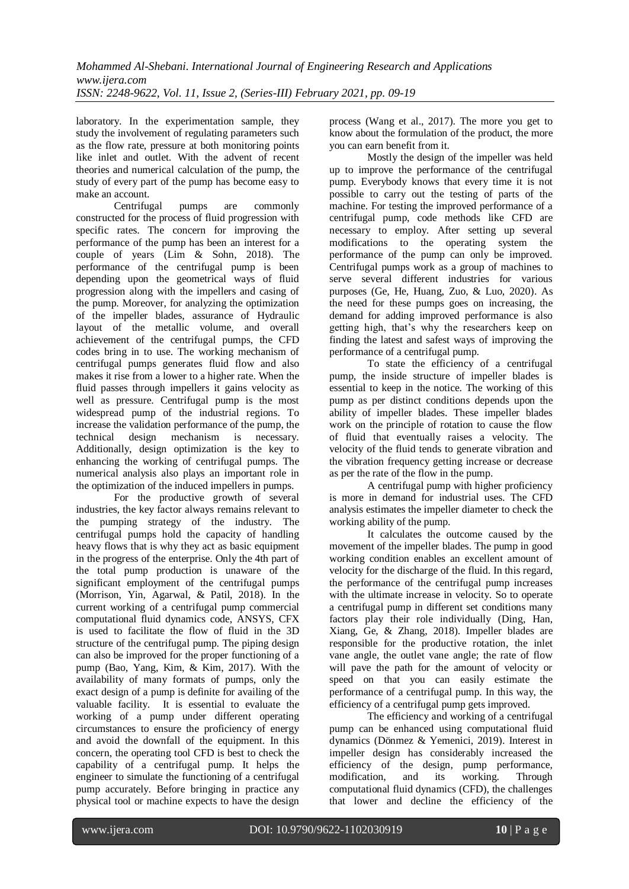laboratory. In the experimentation sample, they study the involvement of regulating parameters such as the flow rate, pressure at both monitoring points like inlet and outlet. With the advent of recent theories and numerical calculation of the pump, the study of every part of the pump has become easy to make an account.

Centrifugal pumps are commonly constructed for the process of fluid progression with specific rates. The concern for improving the performance of the pump has been an interest for a couple of years (Lim & Sohn, 2018). The performance of the centrifugal pump is been depending upon the geometrical ways of fluid progression along with the impellers and casing of the pump. Moreover, for analyzing the optimization of the impeller blades, assurance of Hydraulic layout of the metallic volume, and overall achievement of the centrifugal pumps, the CFD codes bring in to use. The working mechanism of centrifugal pumps generates fluid flow and also makes it rise from a lower to a higher rate. When the fluid passes through impellers it gains velocity as well as pressure. Centrifugal pump is the most widespread pump of the industrial regions. To increase the validation performance of the pump, the technical design mechanism is necessary. Additionally, design optimization is the key to enhancing the working of centrifugal pumps. The numerical analysis also plays an important role in the optimization of the induced impellers in pumps.

For the productive growth of several industries, the key factor always remains relevant to the pumping strategy of the industry. The centrifugal pumps hold the capacity of handling heavy flows that is why they act as basic equipment in the progress of the enterprise. Only the 4th part of the total pump production is unaware of the significant employment of the centrifugal pumps (Morrison, Yin, Agarwal, & Patil, 2018). In the current working of a centrifugal pump commercial computational fluid dynamics code, ANSYS, CFX is used to facilitate the flow of fluid in the 3D structure of the centrifugal pump. The piping design can also be improved for the proper functioning of a pump (Bao, Yang, Kim, & Kim, 2017). With the availability of many formats of pumps, only the exact design of a pump is definite for availing of the valuable facility. It is essential to evaluate the working of a pump under different operating circumstances to ensure the proficiency of energy and avoid the downfall of the equipment. In this concern, the operating tool CFD is best to check the capability of a centrifugal pump. It helps the engineer to simulate the functioning of a centrifugal pump accurately. Before bringing in practice any physical tool or machine expects to have the design process (Wang et al., 2017). The more you get to know about the formulation of the product, the more you can earn benefit from it.

Mostly the design of the impeller was held up to improve the performance of the centrifugal pump. Everybody knows that every time it is not possible to carry out the testing of parts of the machine. For testing the improved performance of a centrifugal pump, code methods like CFD are necessary to employ. After setting up several modifications to the operating system the performance of the pump can only be improved. Centrifugal pumps work as a group of machines to serve several different industries for various purposes (Ge, He, Huang, Zuo, & Luo, 2020). As the need for these pumps goes on increasing, the demand for adding improved performance is also getting high, that's why the researchers keep on finding the latest and safest ways of improving the performance of a centrifugal pump.

To state the efficiency of a centrifugal pump, the inside structure of impeller blades is essential to keep in the notice. The working of this pump as per distinct conditions depends upon the ability of impeller blades. These impeller blades work on the principle of rotation to cause the flow of fluid that eventually raises a velocity. The velocity of the fluid tends to generate vibration and the vibration frequency getting increase or decrease as per the rate of the flow in the pump.

A centrifugal pump with higher proficiency is more in demand for industrial uses. The CFD analysis estimates the impeller diameter to check the working ability of the pump.

It calculates the outcome caused by the movement of the impeller blades. The pump in good working condition enables an excellent amount of velocity for the discharge of the fluid. In this regard, the performance of the centrifugal pump increases with the ultimate increase in velocity. So to operate a centrifugal pump in different set conditions many factors play their role individually (Ding, Han, Xiang, Ge, & Zhang, 2018). Impeller blades are responsible for the productive rotation, the inlet vane angle, the outlet vane angle; the rate of flow will pave the path for the amount of velocity or speed on that you can easily estimate the performance of a centrifugal pump. In this way, the efficiency of a centrifugal pump gets improved.

The efficiency and working of a centrifugal pump can be enhanced using computational fluid dynamics (Dönmez & Yemenici, 2019). Interest in impeller design has considerably increased the efficiency of the design, pump performance, modification, and its working. Through computational fluid dynamics (CFD), the challenges that lower and decline the efficiency of the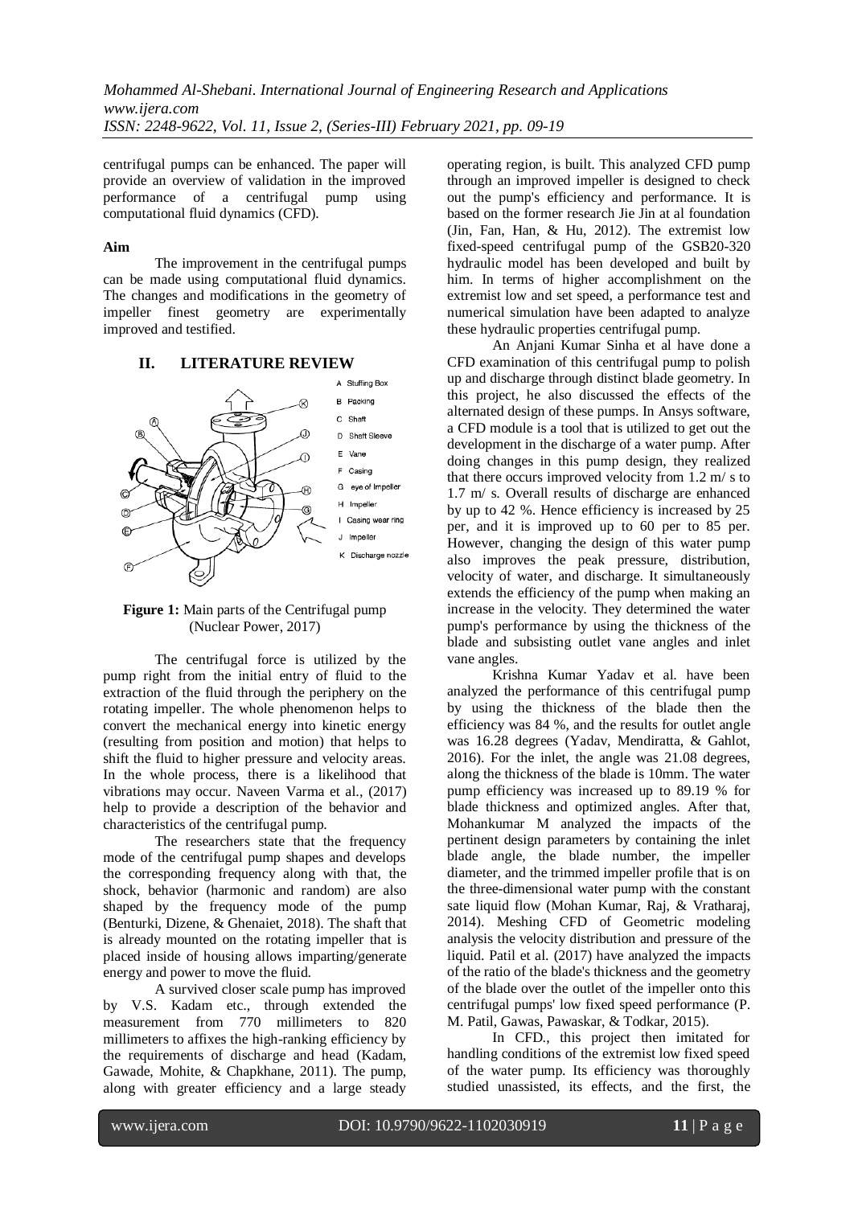centrifugal pumps can be enhanced. The paper will provide an overview of validation in the improved performance of a centrifugal pump using computational fluid dynamics (CFD).

**Aim**

The improvement in the centrifugal pumps can be made using computational fluid dynamics. The changes and modifications in the geometry of impeller finest geometry are experimentally improved and testified.

## II. LITERATURE REVIEW

A Stuffing Box
B Packing
C Shaft
D Shaft Sleeve
E Vane
F Casing
G eye of Impeller
H Impeller
I Casing wear ring
J Impeller
K Discharge nozzle

**Figure 1:** Main parts of the Centrifugal pump (Nuclear Power, 2017)

The centrifugal force is utilized by the pump right from the initial entry of fluid to the extraction of the fluid through the periphery on the rotating impeller. The whole phenomenon helps to convert the mechanical energy into kinetic energy (resulting from position and motion) that helps to shift the fluid to higher pressure and velocity areas. In the whole process, there is a likelihood that vibrations may occur. Naveen Varma et al., (2017) help to provide a description of the behavior and characteristics of the centrifugal pump.

The researchers state that the frequency mode of the centrifugal pump shapes and develops the corresponding frequency along with that, the shock, behavior (harmonic and random) are also shaped by the frequency mode of the pump (Benturki, Dizene, & Ghenaiet, 2018). The shaft that is already mounted on the rotating impeller that is placed inside of housing allows imparting/generate energy and power to move the fluid.

A survived closer scale pump has improved by V.S. Kadam etc., through extended the measurement from 770 millimeters to 820 millimeters to affixes the high-ranking efficiency by the requirements of discharge and head (Kadam, Gawade, Mohite, & Chapkhane, 2011). The pump, along with greater efficiency and a large steady operating region, is built. This analyzed CFD pump through an improved impeller is designed to check out the pump's efficiency and performance. It is based on the former research Jie Jin at al foundation (Jin, Fan, Han, & Hu, 2012). The extremist low fixed-speed centrifugal pump of the GSB20-320 hydraulic model has been developed and built by him. In terms of higher accomplishment on the extremist low and set speed, a performance test and numerical simulation have been adapted to analyze these hydraulic properties centrifugal pump.

An Anjani Kumar Sinha et al have done a CFD examination of this centrifugal pump to polish up and discharge through distinct blade geometry. In this project, he also discussed the effects of the alternated design of these pumps. In Ansys software, a CFD module is a tool that is utilized to get out the development in the discharge of a water pump. After doing changes in this pump design, they realized that there occurs improved velocity from 1.2 m/ s to 1.7 m/ s. Overall results of discharge are enhanced by up to 42 %. Hence efficiency is increased by 25 per, and it is improved up to 60 per to 85 per. However, changing the design of this water pump also improves the peak pressure, distribution, velocity of water, and discharge. It simultaneously extends the efficiency of the pump when making an increase in the velocity. They determined the water pump's performance by using the thickness of the blade and subsisting outlet vane angles and inlet vane angles.

Krishna Kumar Yadav et al. have been analyzed the performance of this centrifugal pump by using the thickness of the blade then the efficiency was 84 %, and the results for outlet angle was 16.28 degrees (Yadav, Mendiratta, & Gahlot, 2016). For the inlet, the angle was 21.08 degrees, along the thickness of the blade is 10mm. The water pump efficiency was increased up to 89.19 % for blade thickness and optimized angles. After that, Mohankumar M analyzed the impacts of the pertinent design parameters by containing the inlet blade angle, the blade number, the impeller diameter, and the trimmed impeller profile that is on the three-dimensional water pump with the constant sate liquid flow (Mohan Kumar, Raj, & Vratharaj, 2014). Meshing CFD of Geometric modeling analysis the velocity distribution and pressure of the liquid. Patil et al. (2017) have analyzed the impacts of the ratio of the blade's thickness and the geometry of the blade over the outlet of the impeller onto this centrifugal pumps' low fixed speed performance (P. M. Patil, Gawas, Pawaskar, & Todkar, 2015).

In CFD., this project then imitated for handling conditions of the extremist low fixed speed of the water pump. Its efficiency was thoroughly studied unassisted, its effects, and the first, the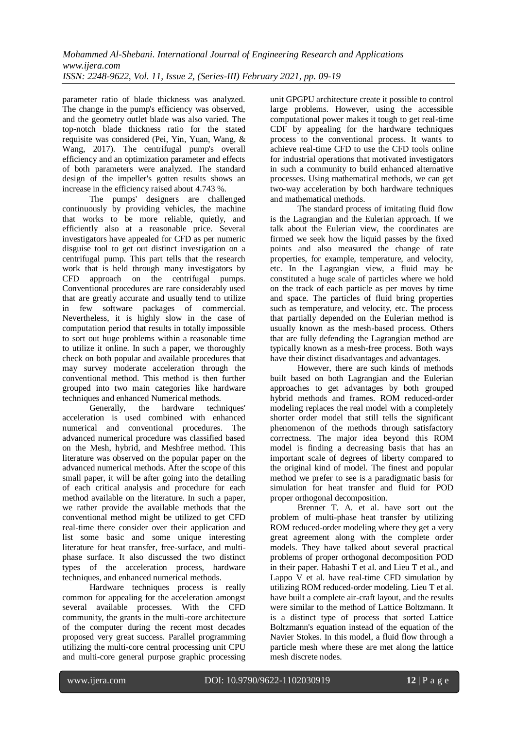parameter ratio of blade thickness was analyzed. The change in the pump's efficiency was observed, and the geometry outlet blade was also varied. The top-notch blade thickness ratio for the stated requisite was considered (Pei, Yin, Yuan, Wang, & Wang, 2017). The centrifugal pump's overall efficiency and an optimization parameter and effects of both parameters were analyzed. The standard design of the impeller's gotten results shows an increase in the efficiency raised about 4.743 %.

The pumps' designers are challenged continuously by providing vehicles, the machine that works to be more reliable, quietly, and efficiently also at a reasonable price. Several investigators have appealed for CFD as per numeric disguise tool to get out distinct investigation on a centrifugal pump. This part tells that the research work that is held through many investigators by CFD approach on the centrifugal pumps. Conventional procedures are rare considerably used that are greatly accurate and usually tend to utilize in few software packages of commercial. Nevertheless, it is highly slow in the case of computation period that results in totally impossible to sort out huge problems within a reasonable time to utilize it online. In such a paper, we thoroughly check on both popular and available procedures that may survey moderate acceleration through the conventional method. This method is then further grouped into two main categories like hardware techniques and enhanced Numerical methods.

Generally, the hardware techniques' acceleration is used combined with enhanced numerical and conventional procedures. The advanced numerical procedure was classified based on the Mesh, hybrid, and Meshfree method. This literature was observed on the popular paper on the advanced numerical methods. After the scope of this small paper, it will be after going into the detailing of each critical analysis and procedure for each method available on the literature. In such a paper, we rather provide the available methods that the conventional method might be utilized to get CFD real-time there consider over their application and list some basic and some unique interesting literature for heat transfer, free-surface, and multi-phase surface. It also discussed the two distinct types of the acceleration process, hardware techniques, and enhanced numerical methods.

Hardware techniques process is really common for appealing for the acceleration amongst several available processes. With the CFD community, the grants in the multi-core architecture of the computer during the recent most decades proposed very great success. Parallel programming utilizing the multi-core central processing unit CPU and multi-core general purpose graphic processing unit GPGPU architecture create it possible to control large problems. However, using the accessible computational power makes it tough to get real-time CDF by appealing for the hardware techniques process to the conventional process. It wants to achieve real-time CFD to use the CFD tools online for industrial operations that motivated investigators in such a community to build enhanced alternative processes. Using mathematical methods, we can get two-way acceleration by both hardware techniques and mathematical methods.

The standard process of imitating fluid flow is the Lagrangian and the Eulerian approach. If we talk about the Eulerian view, the coordinates are firmed we seek how the liquid passes by the fixed points and also measured the change of rate properties, for example, temperature, and velocity, etc. In the Lagrangian view, a fluid may be constituted a huge scale of particles where we hold on the track of each particle as per moves by time and space. The particles of fluid bring properties such as temperature, and velocity, etc. The process that partially depended on the Eulerian method is usually known as the mesh-based process. Others that are fully defending the Lagrangian method are typically known as a mesh-free process. Both ways have their distinct disadvantages and advantages.

However, there are such kinds of methods built based on both Lagrangian and the Eulerian approaches to get advantages by both grouped hybrid methods and frames. ROM reduced-order modeling replaces the real model with a completely shorter order model that still tells the significant phenomenon of the methods through satisfactory correctness. The major idea beyond this ROM model is finding a decreasing basis that has an important scale of degrees of liberty compared to the original kind of model. The finest and popular method we prefer to see is a paradigmatic basis for simulation for heat transfer and fluid for POD proper orthogonal decomposition.

Brenner T. A. et al. have sort out the problem of multi-phase heat transfer by utilizing ROM reduced-order modeling where they get a very great agreement along with the complete order models. They have talked about several practical problems of proper orthogonal decomposition POD in their paper. Habashi T et al. and Lieu T et al., and Lappo V et al. have real-time CFD simulation by utilizing ROM reduced-order modeling. Lieu T et al. have built a complete air-craft layout, and the results were similar to the method of Lattice Boltzmann. It is a distinct type of process that sorted Lattice Boltzmann's equation instead of the equation of the Navier Stokes. In this model, a fluid flow through a particle mesh where these are met along the lattice mesh discrete nodes.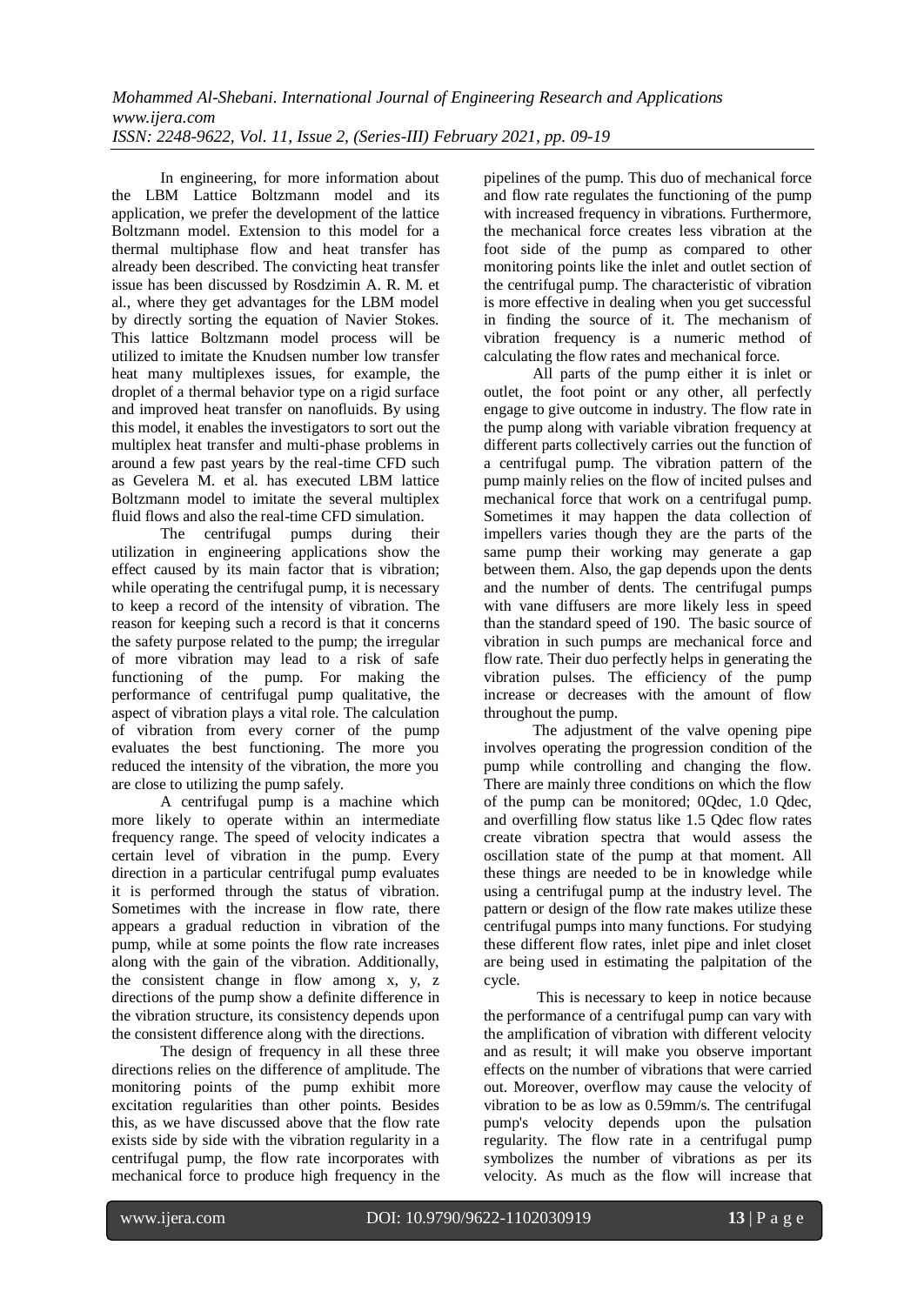In engineering, for more information about the LBM Lattice Boltzmann model and its application, we prefer the development of the lattice Boltzmann model. Extension to this model for a thermal multiphase flow and heat transfer has already been described. The convicting heat transfer issue has been discussed by Rosdzimin A. R. M. et al., where they get advantages for the LBM model by directly sorting the equation of Navier Stokes. This lattice Boltzmann model process will be utilized to imitate the Knudsen number low transfer heat many multiplexes issues, for example, the droplet of a thermal behavior type on a rigid surface and improved heat transfer on nanofluids. By using this model, it enables the investigators to sort out the multiplex heat transfer and multi-phase problems in around a few past years by the real-time CFD such as Gevelera M. et al. has executed LBM lattice Boltzmann model to imitate the several multiplex fluid flows and also the real-time CFD simulation.

The centrifugal pumps during their utilization in engineering applications show the effect caused by its main factor that is vibration; while operating the centrifugal pump, it is necessary to keep a record of the intensity of vibration. The reason for keeping such a record is that it concerns the safety purpose related to the pump; the irregular of more vibration may lead to a risk of safe functioning of the pump. For making the performance of centrifugal pump qualitative, the aspect of vibration plays a vital role. The calculation of vibration from every corner of the pump evaluates the best functioning. The more you reduced the intensity of the vibration, the more you are close to utilizing the pump safely.

A centrifugal pump is a machine which more likely to operate within an intermediate frequency range. The speed of velocity indicates a certain level of vibration in the pump. Every direction in a particular centrifugal pump evaluates it is performed through the status of vibration. Sometimes with the increase in flow rate, there appears a gradual reduction in vibration of the pump, while at some points the flow rate increases along with the gain of the vibration. Additionally, the consistent change in flow among x, y, z directions of the pump show a definite difference in the vibration structure, its consistency depends upon the consistent difference along with the directions.

The design of frequency in all these three directions relies on the difference of amplitude. The monitoring points of the pump exhibit more excitation regularities than other points. Besides this, as we have discussed above that the flow rate exists side by side with the vibration regularity in a centrifugal pump, the flow rate incorporates with mechanical force to produce high frequency in the pipelines of the pump. This duo of mechanical force and flow rate regulates the functioning of the pump with increased frequency in vibrations. Furthermore, the mechanical force creates less vibration at the foot side of the pump as compared to other monitoring points like the inlet and outlet section of the centrifugal pump. The characteristic of vibration is more effective in dealing when you get successful in finding the source of it. The mechanism of vibration frequency is a numeric method of calculating the flow rates and mechanical force.

All parts of the pump either it is inlet or outlet, the foot point or any other, all perfectly engage to give outcome in industry. The flow rate in the pump along with variable vibration frequency at different parts collectively carries out the function of a centrifugal pump. The vibration pattern of the pump mainly relies on the flow of incited pulses and mechanical force that work on a centrifugal pump. Sometimes it may happen the data collection of impellers varies though they are the parts of the same pump their working may generate a gap between them. Also, the gap depends upon the dents and the number of dents. The centrifugal pumps with vane diffusers are more likely less in speed than the standard speed of 190. The basic source of vibration in such pumps are mechanical force and flow rate. Their duo perfectly helps in generating the vibration pulses. The efficiency of the pump increase or decreases with the amount of flow throughout the pump.

The adjustment of the valve opening pipe involves operating the progression condition of the pump while controlling and changing the flow. There are mainly three conditions on which the flow of the pump can be monitored; 0Qdec, 1.0 Qdec, and overfilling flow status like 1.5 Qdec flow rates create vibration spectra that would assess the oscillation state of the pump at that moment. All these things are needed to be in knowledge while using a centrifugal pump at the industry level. The pattern or design of the flow rate makes utilize these centrifugal pumps into many functions. For studying these different flow rates, inlet pipe and inlet closet are being used in estimating the palpitation of the cycle.

This is necessary to keep in notice because the performance of a centrifugal pump can vary with the amplification of vibration with different velocity and as result; it will make you observe important effects on the number of vibrations that were carried out. Moreover, overflow may cause the velocity of vibration to be as low as 0.59mm/s. The centrifugal pump's velocity depends upon the pulsation regularity. The flow rate in a centrifugal pump symbolizes the number of vibrations as per its velocity. As much as the flow will increase that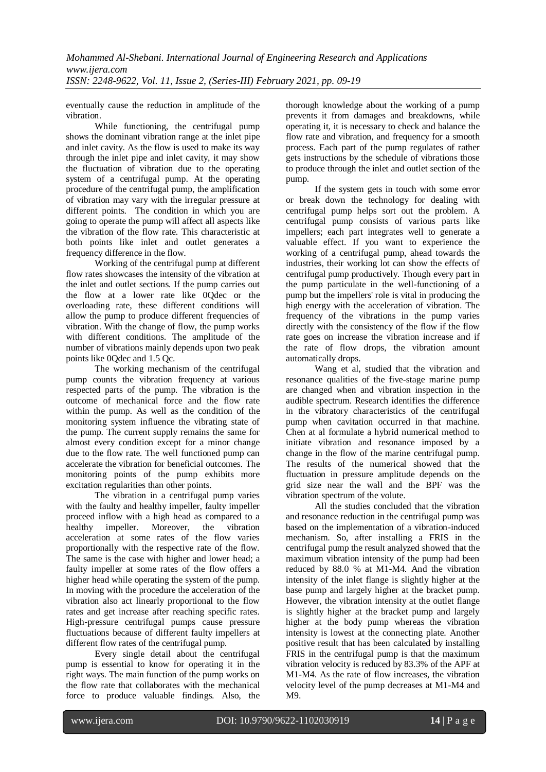eventually cause the reduction in amplitude of the vibration.

While functioning, the centrifugal pump shows the dominant vibration range at the inlet pipe and inlet cavity. As the flow is used to make its way through the inlet pipe and inlet cavity, it may show the fluctuation of vibration due to the operating system of a centrifugal pump. At the operating procedure of the centrifugal pump, the amplification of vibration may vary with the irregular pressure at different points. The condition in which you are going to operate the pump will affect all aspects like the vibration of the flow rate. This characteristic at both points like inlet and outlet generates a frequency difference in the flow.

Working of the centrifugal pump at different flow rates showcases the intensity of the vibration at the inlet and outlet sections. If the pump carries out the flow at a lower rate like 0Qdec or the overloading rate, these different conditions will allow the pump to produce different frequencies of vibration. With the change of flow, the pump works with different conditions. The amplitude of the number of vibrations mainly depends upon two peak points like 0Qdec and 1.5 Qc.

The working mechanism of the centrifugal pump counts the vibration frequency at various respected parts of the pump. The vibration is the outcome of mechanical force and the flow rate within the pump. As well as the condition of the monitoring system influence the vibrating state of the pump. The current supply remains the same for almost every condition except for a minor change due to the flow rate. The well functioned pump can accelerate the vibration for beneficial outcomes. The monitoring points of the pump exhibits more excitation regularities than other points.

The vibration in a centrifugal pump varies with the faulty and healthy impeller, faulty impeller proceed inflow with a high head as compared to a healthy impeller. Moreover, the vibration acceleration at some rates of the flow varies proportionally with the respective rate of the flow. The same is the case with higher and lower head; a faulty impeller at some rates of the flow offers a higher head while operating the system of the pump. In moving with the procedure the acceleration of the vibration also act linearly proportional to the flow rates and get increase after reaching specific rates. High-pressure centrifugal pumps cause pressure fluctuations because of different faulty impellers at different flow rates of the centrifugal pump.

Every single detail about the centrifugal pump is essential to know for operating it in the right ways. The main function of the pump works on the flow rate that collaborates with the mechanical force to produce valuable findings. Also, the thorough knowledge about the working of a pump prevents it from damages and breakdowns, while operating it, it is necessary to check and balance the flow rate and vibration, and frequency for a smooth process. Each part of the pump regulates of rather gets instructions by the schedule of vibrations those to produce through the inlet and outlet section of the pump.

If the system gets in touch with some error or break down the technology for dealing with centrifugal pump helps sort out the problem. A centrifugal pump consists of various parts like impellers; each part integrates well to generate a valuable effect. If you want to experience the working of a centrifugal pump, ahead towards the industries, their working lot can show the effects of centrifugal pump productively. Though every part in the pump particulate in the well-functioning of a pump but the impellers' role is vital in producing the high energy with the acceleration of vibration. The frequency of the vibrations in the pump varies directly with the consistency of the flow if the flow rate goes on increase the vibration increase and if the rate of flow drops, the vibration amount automatically drops.

Wang et al, studied that the vibration and resonance qualities of the five-stage marine pump are changed when and vibration inspection in the audible spectrum. Research identifies the difference in the vibratory characteristics of the centrifugal pump when cavitation occurred in that machine. Chen at al formulate a hybrid numerical method to initiate vibration and resonance imposed by a change in the flow of the marine centrifugal pump. The results of the numerical showed that the fluctuation in pressure amplitude depends on the grid size near the wall and the BPF was the vibration spectrum of the volute.

All the studies concluded that the vibration and resonance reduction in the centrifugal pump was based on the implementation of a vibration-induced mechanism. So, after installing a FRIS in the centrifugal pump the result analyzed showed that the maximum vibration intensity of the pump had been reduced by 88.0 % at M1-M4. And the vibration intensity of the inlet flange is slightly higher at the base pump and largely higher at the bracket pump. However, the vibration intensity at the outlet flange is slightly higher at the bracket pump and largely higher at the body pump whereas the vibration intensity is lowest at the connecting plate. Another positive result that has been calculated by installing FRIS in the centrifugal pump is that the maximum vibration velocity is reduced by 83.3% of the APF at M1-M4. As the rate of flow increases, the vibration velocity level of the pump decreases at M1-M4 and M9.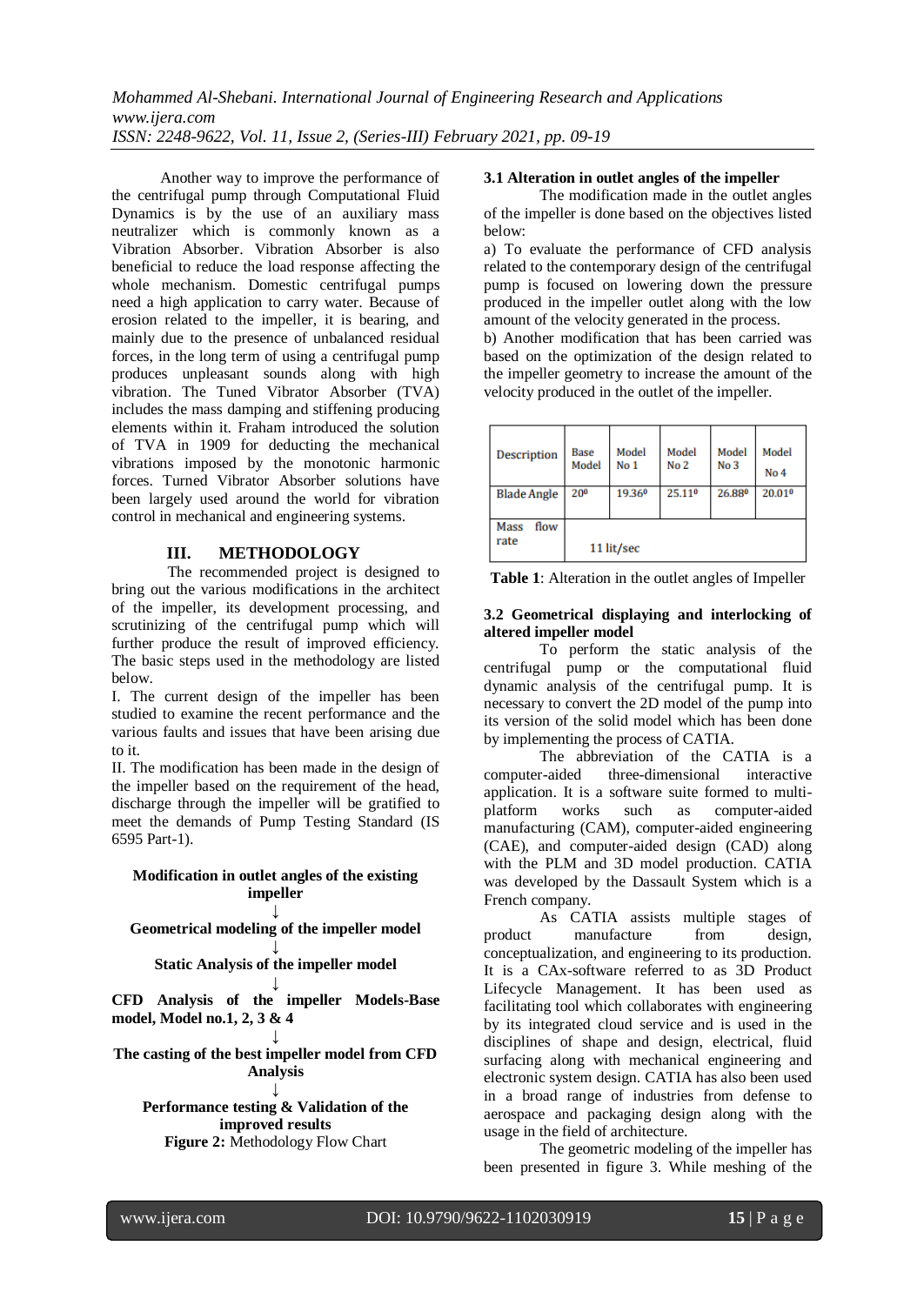Another way to improve the performance of the centrifugal pump through Computational Fluid Dynamics is by the use of an auxiliary mass neutralizer which is commonly known as a Vibration Absorber. Vibration Absorber is also beneficial to reduce the load response affecting the whole mechanism. Domestic centrifugal pumps need a high application to carry water. Because of erosion related to the impeller, it is bearing, and mainly due to the presence of unbalanced residual forces, in the long term of using a centrifugal pump produces unpleasant sounds along with high vibration. The Tuned Vibrator Absorber (TVA) includes the mass damping and stiffening producing elements within it. Fraham introduced the solution of TVA in 1909 for deducting the mechanical vibrations imposed by the monotonic harmonic forces. Turned Vibrator Absorber solutions have been largely used around the world for vibration control in mechanical and engineering systems.

## III. METHODOLOGY

The recommended project is designed to bring out the various modifications in the architect of the impeller, its development processing, and scrutinizing of the centrifugal pump which will further produce the result of improved efficiency. The basic steps used in the methodology are listed below.

I. The current design of the impeller has been studied to examine the recent performance and the various faults and issues that have been arising due to it.

II. The modification has been made in the design of the impeller based on the requirement of the head, discharge through the impeller will be gratified to meet the demands of Pump Testing Standard (IS 6595 Part-1).

**Modification in outlet angles of the existing impeller**

↓

**Geometrical modeling of the impeller model**

↓

**Static Analysis of the impeller model**

↓

**CFD Analysis of the impeller Models-Base model, Model no.1, 2, 3 & 4**

↓

**The casting of the best impeller model from CFD Analysis**

↓

**Performance testing & Validation of the improved results**

**Figure 2:** Methodology Flow Chart

### 3.1 Alteration in outlet angles of the impeller

The modification made in the outlet angles of the impeller is done based on the objectives listed below:

a) To evaluate the performance of CFD analysis related to the contemporary design of the centrifugal pump is focused on lowering down the pressure produced in the impeller outlet along with the low amount of the velocity generated in the process.

b) Another modification that has been carried was based on the optimization of the design related to the impeller geometry to increase the amount of the velocity produced in the outlet of the impeller.

| Description | Base Model | Model No 1 | Model No 2 | Model No 3 | Model No 4 |
|---|---|---|---|---|---|
| Blade Angle | $20^0$ | $19.36^0$ | $25.11^0$ | $26.88^0$ | $20.01^0$ |
| Mass flow rate | 11 lit/sec | | | | |

**Table 1**: Alteration in the outlet angles of Impeller

### 3.2 Geometrical displaying and interlocking of altered impeller model

To perform the static analysis of the centrifugal pump or the computational fluid dynamic analysis of the centrifugal pump. It is necessary to convert the 2D model of the pump into its version of the solid model which has been done by implementing the process of CATIA.

The abbreviation of the CATIA is a computer-aided three-dimensional interactive application. It is a software suite formed to multi-platform works such as computer-aided manufacturing (CAM), computer-aided engineering (CAE), and computer-aided design (CAD) along with the PLM and 3D model production. CATIA was developed by the Dassault System which is a French company.

As CATIA assists multiple stages of product manufacture from design, conceptualization, and engineering to its production. It is a CAx-software referred to as 3D Product Lifecycle Management. It has been used as facilitating tool which collaborates with engineering by its integrated cloud service and is used in the disciplines of shape and design, electrical, fluid surfacing along with mechanical engineering and electronic system design. CATIA has also been used in a broad range of industries from defense to aerospace and packaging design along with the usage in the field of architecture.

The geometric modeling of the impeller has been presented in figure 3. While meshing of the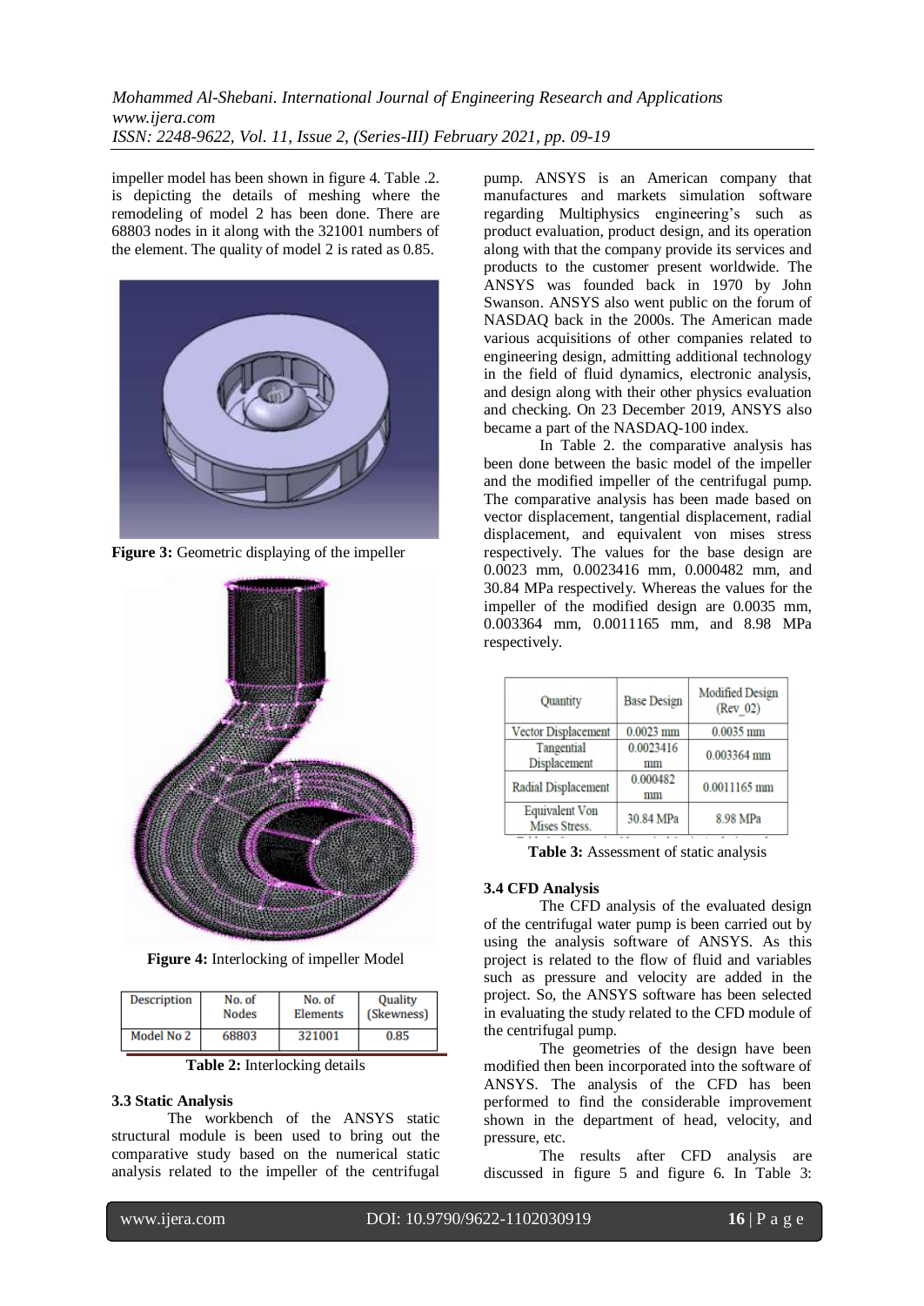impeller model has been shown in figure 4. Table .2. is depicting the details of meshing where the remodeling of model 2 has been done. There are 68803 nodes in it along with the 321001 numbers of the element. The quality of model 2 is rated as 0.85.

**Figure 3:** Geometric displaying of the impeller

**Figure 4:** Interlocking of impeller Model

| Description | No. of Nodes | No. of Elements | Quality (Skewness) |
|---|---|---|---|
| Model No 2 | 68803 | 321001 | 0.85 |

**Table 2:** Interlocking details

### 3.3 Static Analysis

The workbench of the ANSYS static structural module is been used to bring out the comparative study based on the numerical static analysis related to the impeller of the centrifugal pump. ANSYS is an American company that manufactures and markets simulation software regarding Multiphysics engineering's such as product evaluation, product design, and its operation along with that the company provide its services and products to the customer present worldwide. The ANSYS was founded back in 1970 by John Swanson. ANSYS also went public on the forum of NASDAQ back in the 2000s. The American made various acquisitions of other companies related to engineering design, admitting additional technology in the field of fluid dynamics, electronic analysis, and design along with their other physics evaluation and checking. On 23 December 2019, ANSYS also became a part of the NASDAQ-100 index.

In Table 2. the comparative analysis has been done between the basic model of the impeller and the modified impeller of the centrifugal pump. The comparative analysis has been made based on vector displacement, tangential displacement, radial displacement, and equivalent von mises stress respectively. The values for the base design are 0.0023 mm, 0.0023416 mm, 0.000482 mm, and 30.84 MPa respectively. Whereas the values for the impeller of the modified design are 0.0035 mm, 0.003364 mm, 0.0011165 mm, and 8.98 MPa respectively.

| Quantity | Base Design | Modified Design (Rev_02) |
|---|---|---|
| Vector Displacement | 0.0023 mm | 0.0035 mm |
| Tangential Displacement | 0.0023416 mm | 0.003364 mm |
| Radial Displacement | 0.000482 mm | 0.0011165 mm |
| Equivalent Von Mises Stress. | 30.84 MPa | 8.98 MPa |

**Table 3:** Assessment of static analysis

### 3.4 CFD Analysis

The CFD analysis of the evaluated design of the centrifugal water pump is been carried out by using the analysis software of ANSYS. As this project is related to the flow of fluid and variables such as pressure and velocity are added in the project. So, the ANSYS software has been selected in evaluating the study related to the CFD module of the centrifugal pump.

The geometries of the design have been modified then been incorporated into the software of ANSYS. The analysis of the CFD has been performed to find the considerable improvement shown in the department of head, velocity, and pressure, etc.

The results after CFD analysis are discussed in figure 5 and figure 6. In Table 3: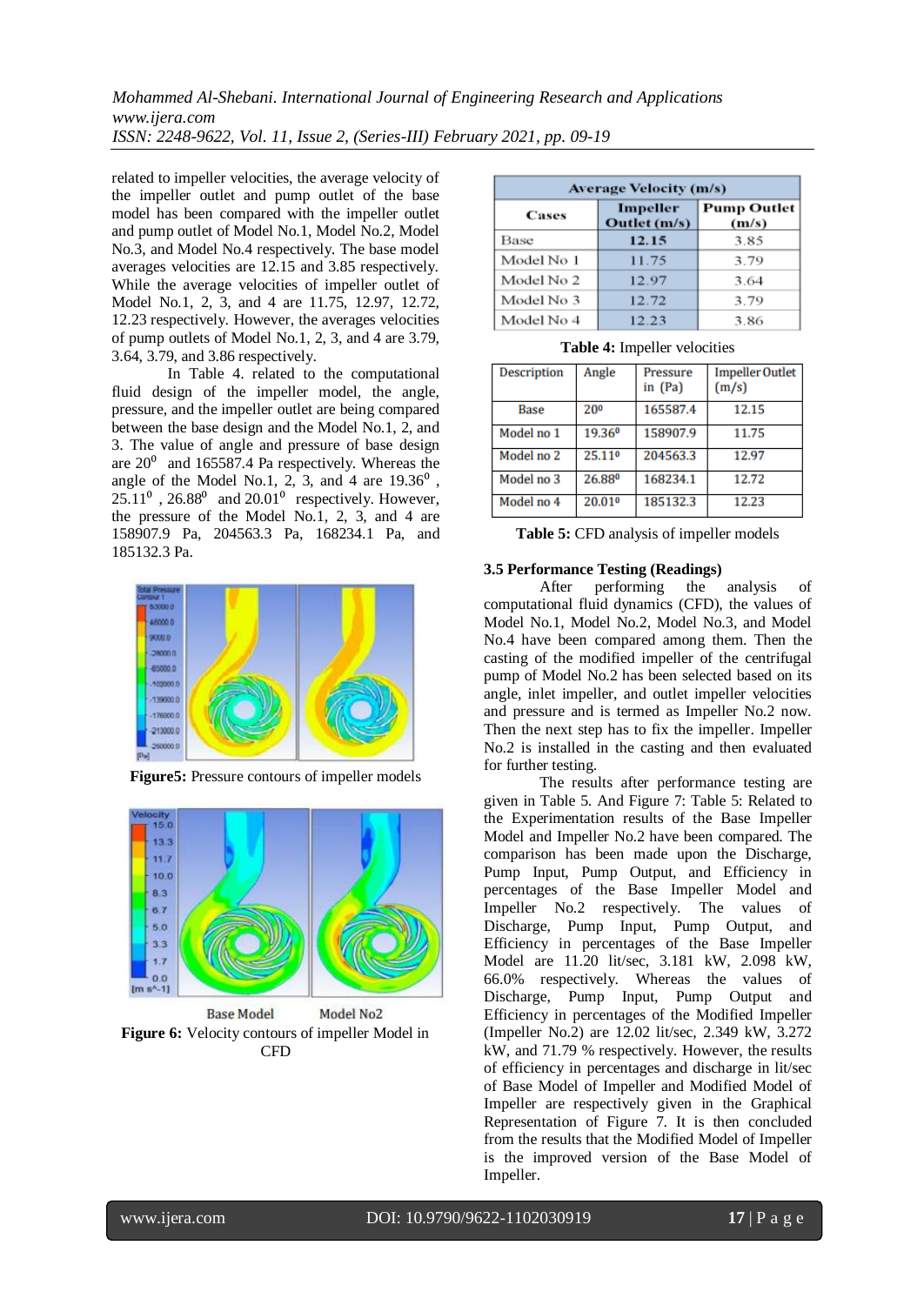related to impeller velocities, the average velocity of the impeller outlet and pump outlet of the base model has been compared with the impeller outlet and pump outlet of Model No.1, Model No.2, Model No.3, and Model No.4 respectively. The base model averages velocities are 12.15 and 3.85 respectively. While the average velocities of impeller outlet of Model No.1, 2, 3, and 4 are 11.75, 12.97, 12.72, 12.23 respectively. However, the averages velocities of pump outlets of Model No.1, 2, 3, and 4 are 3.79, 3.64, 3.79, and 3.86 respectively.

In Table 4. related to the computational fluid design of the impeller model, the angle, pressure, and the impeller outlet are being compared between the base design and the Model No.1, 2, and 3. The value of angle and pressure of base design are $20^0$ and 165587.4 Pa respectively. Whereas the angle of the Model No.1, 2, 3, and 4 are $19.36^0$, $25.11^0$, $26.88^0$ and $20.01^0$ respectively. However, the pressure of the Model No.1, 2, 3, and 4 are 158907.9 Pa, 204563.3 Pa, 168234.1 Pa, and 185132.3 Pa.

**Figure5:** Pressure contours of impeller models

Base Model Model No2

**Figure 6:** Velocity contours of impeller Model in CFD

| Average Velocity (m/s) | | |
|---|---|---|
| Cases | Impeller Outlet (m/s) | Pump Outlet (m/s) |
| Base | **12.15** | 3.85 |
| Model No 1 | 11.75 | 3.79 |
| Model No 2 | 12.97 | 3.64 |
| Model No 3 | 12.72 | 3.79 |
| Model No 4 | 12.23 | 3.86 |

**Table 4:** Impeller velocities

| Description | Angle | Pressure in (Pa) | Impeller Outlet (m/s) |
|---|---|---|---|
| Base | $20^0$ | 165587.4 | 12.15 |
| Model no 1 | $19.36^0$ | 158907.9 | 11.75 |
| Model no 2 | $25.11^0$ | 204563.3 | 12.97 |
| Model no 3 | $26.88^0$ | 168234.1 | 12.72 |
| Model no 4 | $20.01^0$ | 185132.3 | 12.23 |

**Table 5:** CFD analysis of impeller models

### 3.5 Performance Testing (Readings)

After performing the analysis of computational fluid dynamics (CFD), the values of Model No.1, Model No.2, Model No.3, and Model No.4 have been compared among them. Then the casting of the modified impeller of the centrifugal pump of Model No.2 has been selected based on its angle, inlet impeller, and outlet impeller velocities and pressure and is termed as Impeller No.2 now. Then the next step has to fix the impeller. Impeller No.2 is installed in the casting and then evaluated for further testing.

The results after performance testing are given in Table 5. And Figure 7: Table 5: Related to the Experimentation results of the Base Impeller Model and Impeller No.2 have been compared. The comparison has been made upon the Discharge, Pump Input, Pump Output, and Efficiency in percentages of the Base Impeller Model and Impeller No.2 respectively. The values of Discharge, Pump Input, Pump Output, and Efficiency in percentages of the Base Impeller Model are 11.20 lit/sec, 3.181 kW, 2.098 kW, 66.0% respectively. Whereas the values of Discharge, Pump Input, Pump Output and Efficiency in percentages of the Modified Impeller (Impeller No.2) are 12.02 lit/sec, 2.349 kW, 3.272 kW, and 71.79 % respectively. However, the results of efficiency in percentages and discharge in lit/sec of Base Model of Impeller and Modified Model of Impeller are respectively given in the Graphical Representation of Figure 7. It is then concluded from the results that the Modified Model of Impeller is the improved version of the Base Model of Impeller.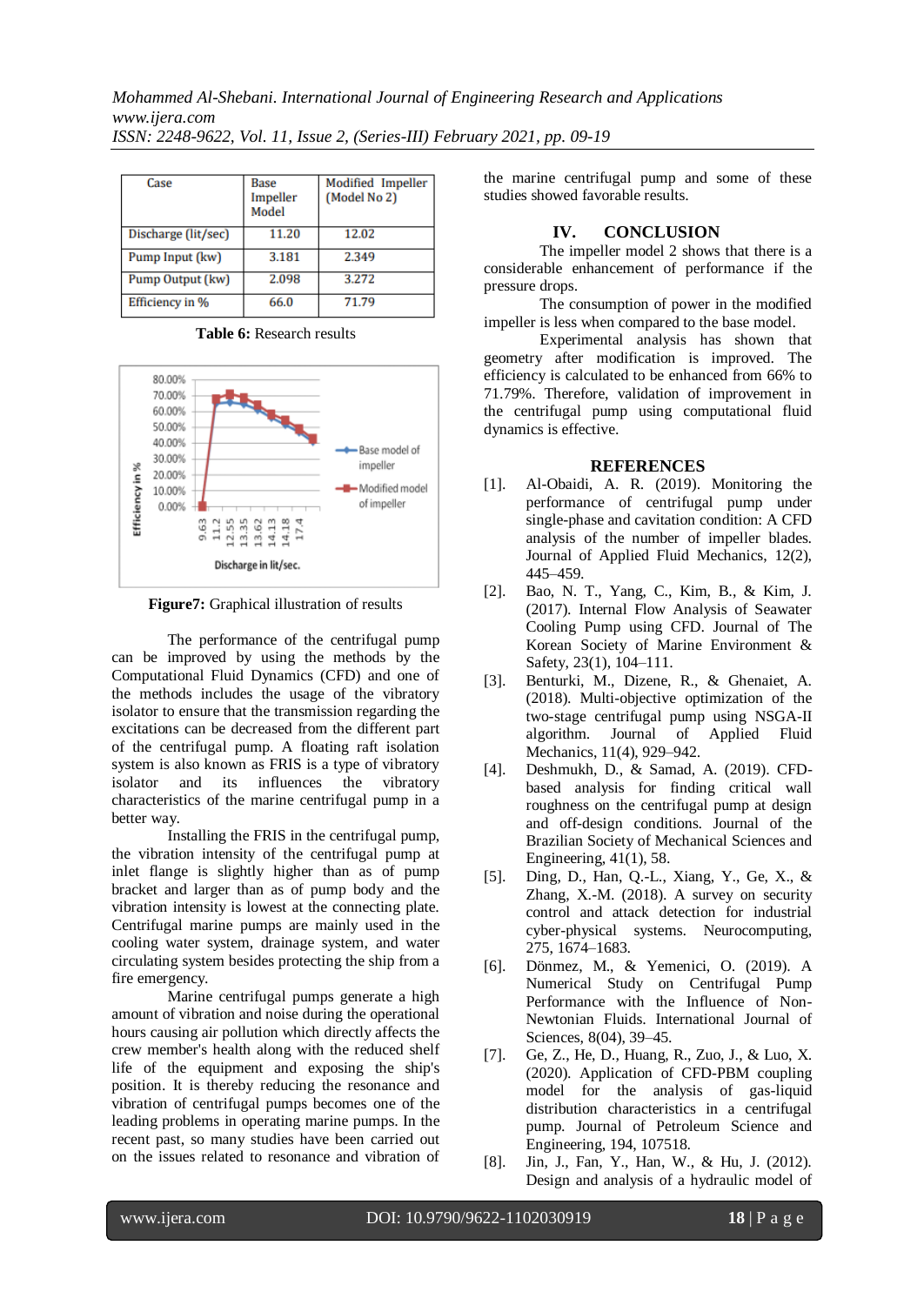| Case | Base Impeller Model | Modified Impeller (Model No 2) |
|---|---|---|
| Discharge (lit/sec) | 11.20 | 12.02 |
| Pump Input (kw) | 3.181 | 2.349 |
| Pump Output (kw) | 2.098 | 3.272 |
| Efficiency in % | 66.0 | 71.79 |

**Table 6:** Research results

**Figure7:** Graphical illustration of results

The performance of the centrifugal pump can be improved by using the methods by the Computational Fluid Dynamics (CFD) and one of the methods includes the usage of the vibratory isolator to ensure that the transmission regarding the excitations can be decreased from the different part of the centrifugal pump. A floating raft isolation system is also known as FRIS is a type of vibratory isolator and its influences the vibratory characteristics of the marine centrifugal pump in a better way.

Installing the FRIS in the centrifugal pump, the vibration intensity of the centrifugal pump at inlet flange is slightly higher than as of pump bracket and larger than as of pump body and the vibration intensity is lowest at the connecting plate. Centrifugal marine pumps are mainly used in the cooling water system, drainage system, and water circulating system besides protecting the ship from a fire emergency.

Marine centrifugal pumps generate a high amount of vibration and noise during the operational hours causing air pollution which directly affects the crew member's health along with the reduced shelf life of the equipment and exposing the ship's position. It is thereby reducing the resonance and vibration of centrifugal pumps becomes one of the leading problems in operating marine pumps. In the recent past, so many studies have been carried out on the issues related to resonance and vibration of the marine centrifugal pump and some of these studies showed favorable results.

## IV. CONCLUSION

The impeller model 2 shows that there is a considerable enhancement of performance if the pressure drops.

The consumption of power in the modified impeller is less when compared to the base model.

Experimental analysis has shown that geometry after modification is improved. The efficiency is calculated to be enhanced from 66% to 71.79%. Therefore, validation of improvement in the centrifugal pump using computational fluid dynamics is effective.

## REFERENCES

[1]. Al-Obaidi, A. R. (2019). Monitoring the performance of centrifugal pump under single-phase and cavitation condition: A CFD analysis of the number of impeller blades. Journal of Applied Fluid Mechanics, 12(2), 445–459.

[2]. Bao, N. T., Yang, C., Kim, B., & Kim, J. (2017). Internal Flow Analysis of Seawater Cooling Pump using CFD. Journal of The Korean Society of Marine Environment & Safety, 23(1), 104–111.

[3]. Benturki, M., Dizene, R., & Ghenaiet, A. (2018). Multi-objective optimization of the two-stage centrifugal pump using NSGA-II algorithm. Journal of Applied Fluid Mechanics, 11(4), 929–942.

[4]. Deshmukh, D., & Samad, A. (2019). CFD-based analysis for finding critical wall roughness on the centrifugal pump at design and off-design conditions. Journal of the Brazilian Society of Mechanical Sciences and Engineering, 41(1), 58.

[5]. Ding, D., Han, Q.-L., Xiang, Y., Ge, X., & Zhang, X.-M. (2018). A survey on security control and attack detection for industrial cyber-physical systems. Neurocomputing, 275, 1674–1683.

[6]. Dönmez, M., & Yemenici, O. (2019). A Numerical Study on Centrifugal Pump Performance with the Influence of Non-Newtonian Fluids. International Journal of Sciences, 8(04), 39–45.

[7]. Ge, Z., He, D., Huang, R., Zuo, J., & Luo, X. (2020). Application of CFD-PBM coupling model for the analysis of gas-liquid distribution characteristics in a centrifugal pump. Journal of Petroleum Science and Engineering, 194, 107518.

[8]. Jin, J., Fan, Y., Han, W., & Hu, J. (2012). Design and analysis of a hydraulic model of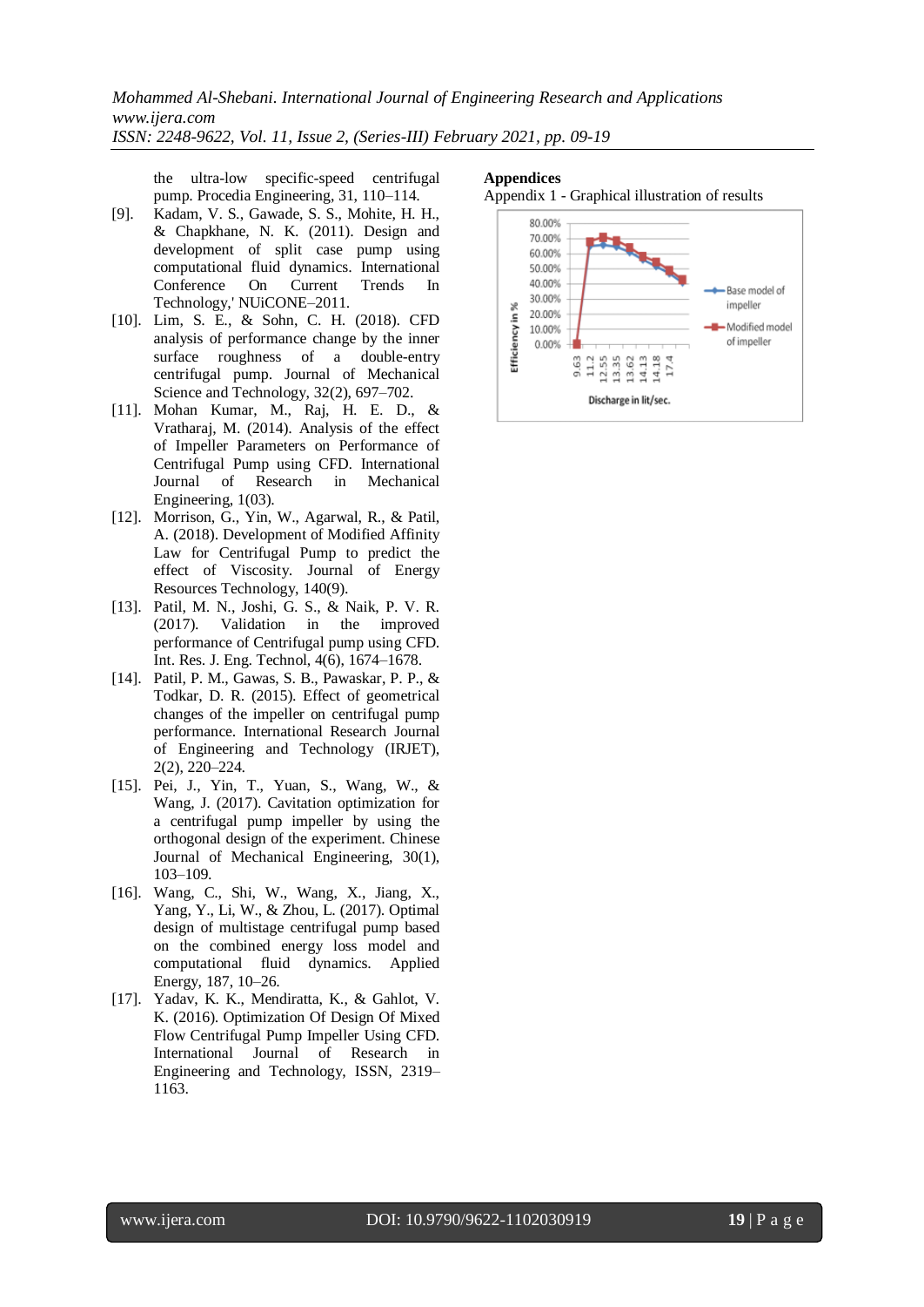the ultra-low specific-speed centrifugal pump. Procedia Engineering, 31, 110–114.

[9]. Kadam, V. S., Gawade, S. S., Mohite, H. H., & Chapkhane, N. K. (2011). Design and development of split case pump using computational fluid dynamics. International Conference On Current Trends In Technology,' NUiCONE–2011.

[10]. Lim, S. E., & Sohn, C. H. (2018). CFD analysis of performance change by the inner surface roughness of a double-entry centrifugal pump. Journal of Mechanical Science and Technology, 32(2), 697–702.

[11]. Mohan Kumar, M., Raj, H. E. D., & Vratharaj, M. (2014). Analysis of the effect of Impeller Parameters on Performance of Centrifugal Pump using CFD. International Journal of Research in Mechanical Engineering, 1(03).

[12]. Morrison, G., Yin, W., Agarwal, R., & Patil, A. (2018). Development of Modified Affinity Law for Centrifugal Pump to predict the effect of Viscosity. Journal of Energy Resources Technology, 140(9).

[13]. Patil, M. N., Joshi, G. S., & Naik, P. V. R. (2017). Validation in the improved performance of Centrifugal pump using CFD. Int. Res. J. Eng. Technol, 4(6), 1674–1678.

[14]. Patil, P. M., Gawas, S. B., Pawaskar, P. P., & Todkar, D. R. (2015). Effect of geometrical changes of the impeller on centrifugal pump performance. International Research Journal of Engineering and Technology (IRJET), 2(2), 220–224.

[15]. Pei, J., Yin, T., Yuan, S., Wang, W., & Wang, J. (2017). Cavitation optimization for a centrifugal pump impeller by using the orthogonal design of the experiment. Chinese Journal of Mechanical Engineering, 30(1), 103–109.

[16]. Wang, C., Shi, W., Wang, X., Jiang, X., Yang, Y., Li, W., & Zhou, L. (2017). Optimal design of multistage centrifugal pump based on the combined energy loss model and computational fluid dynamics. Applied Energy, 187, 10–26.

[17]. Yadav, K. K., Mendiratta, K., & Gahlot, V. K. (2016). Optimization Of Design Of Mixed Flow Centrifugal Pump Impeller Using CFD. International Journal of Research in Engineering and Technology, ISSN, 2319–1163.

## Appendices

Appendix 1 - Graphical illustration of results

80.00%
70.00%
60.00%
50.00%
40.00%
30.00%
20.00%
10.00%
0.00%

Efficiency in %

9.63
11.2
12.55
13.35
13.62
14.13
14.18
17.4

Discharge in lit/sec.

Base model of impeller

Modified model of impeller